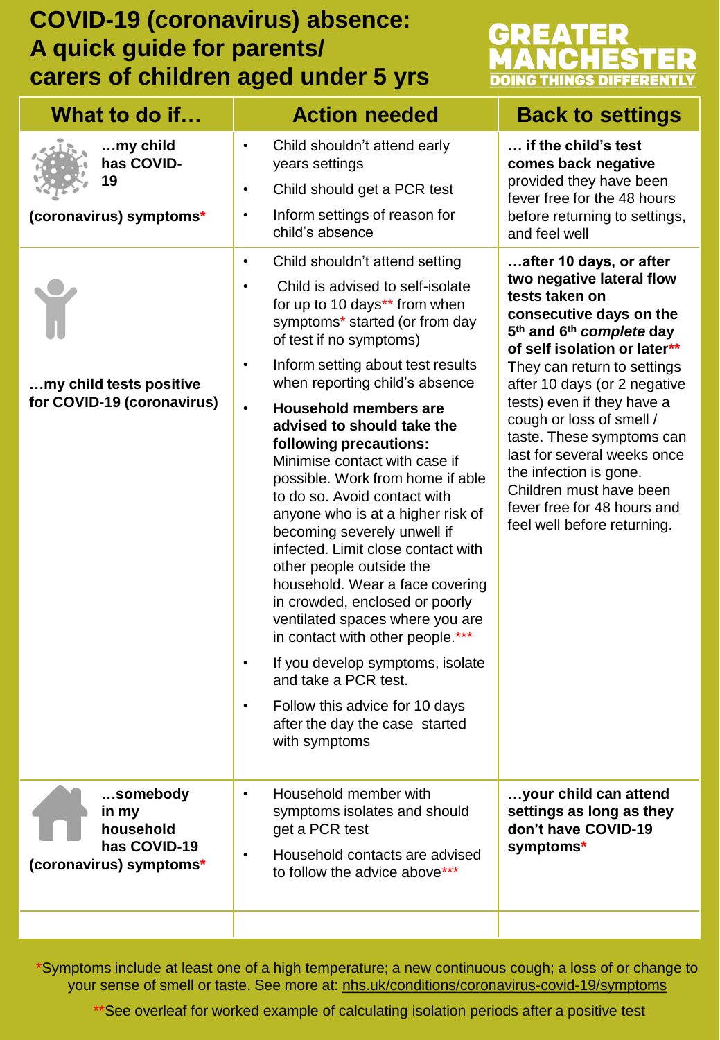# COVID-19 (coronavirus) absence: A quick guide for parents/ carers of children aged under 5 yrs

GREATER MANCHESTER
DOING THINGS DIFFERENTLY

| What to do if… | Action needed | Back to settings |
|---|---|---|
| **…my child has COVID-19 (coronavirus) symptoms*** | • Child shouldn't attend early years settings<br>• Child should get a PCR test<br>• Inform settings of reason for child's absence | **… if the child's test comes back negative** provided they have been fever free for the 48 hours before returning to settings, and feel well |
| **…my child tests positive for COVID-19 (coronavirus)** | • Child shouldn't attend setting<br>• Child is advised to self-isolate for up to 10 days** from when symptoms* started (or from day of test if no symptoms)<br>• Inform setting about test results when reporting child's absence<br>• **Household members are advised to should take the following precautions:** Minimise contact with case if possible. Work from home if able to do so. Avoid contact with anyone who is at a higher risk of becoming severely unwell if infected. Limit close contact with other people outside the household. Wear a face covering in crowded, enclosed or poorly ventilated spaces where you are in contact with other people.***<br>• If you develop symptoms, isolate and take a PCR test.<br>• Follow this advice for 10 days after the day the case started with symptoms | **…after 10 days, or after two negative lateral flow tests taken on consecutive days on the 5th and 6th *complete* day of self isolation or later**** They can return to settings after 10 days (or 2 negative tests) even if they have a cough or loss of smell / taste. These symptoms can last for several weeks once the infection is gone. Children must have been fever free for 48 hours and feel well before returning. |
| **…somebody in my household has COVID-19 (coronavirus) symptoms*** | • Household member with symptoms isolates and should get a PCR test<br>• Household contacts are advised to follow the advice above*** | **…your child can attend settings as long as they don't have COVID-19 symptoms*** |

*Symptoms include at least one of a high temperature; a new continuous cough; a loss of or change to your sense of smell or taste. See more at: nhs.uk/conditions/coronavirus-covid-19/symptoms

**See overleaf for worked example of calculating isolation periods after a positive test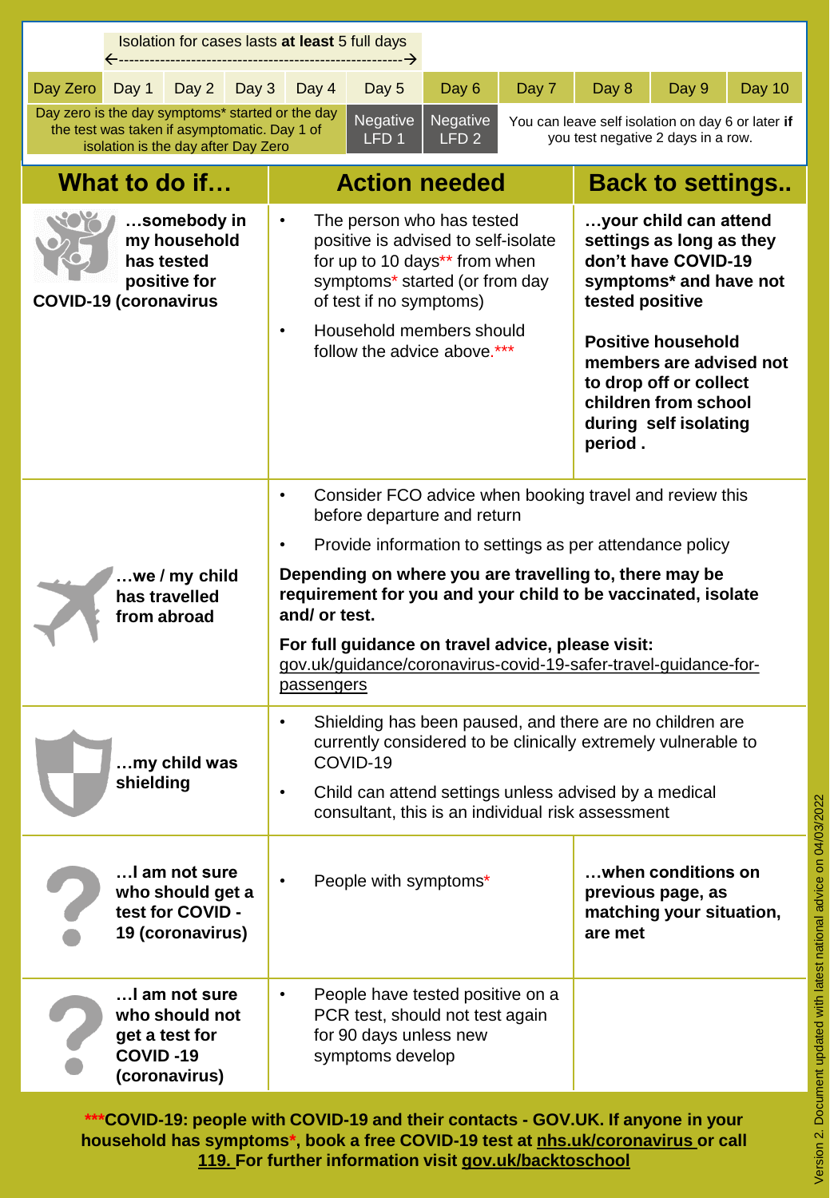| | | | | | | | | | | |
|---|---|---|---|---|---|---|---|---|---|---|
| | Isolation for cases lasts **at least** 5 full days ←→ | | | | | | | | | |
| Day Zero | Day 1 | Day 2 | Day 3 | Day 4 | Day 5 | Day 6 | Day 7 | Day 8 | Day 9 | Day 10 |
| Day zero is the day symptoms* started or the day the test was taken if asymptomatic. Day 1 of isolation is the day after Day Zero | | | | | Negative LFD 1 | Negative LFD 2 | You can leave self isolation on day 6 or later **if** you test negative 2 days in a row. | | | |

| What to do if… | Action needed | Back to settings.. |
|---|---|---|
| **…somebody in my household has tested positive for COVID-19 (coronavirus** | • The person who has tested positive is advised to self-isolate for up to 10 days** from when symptoms* started (or from day of test if no symptoms)<br>• Household members should follow the advice above.*** | **…your child can attend settings as long as they don't have COVID-19 symptoms* and have not tested positive**<br><br>**Positive household members are advised not to drop off or collect children from school during self isolating period .** |
| **…we / my child has travelled from abroad** | • Consider FCO advice when booking travel and review this before departure and return<br>• Provide information to settings as per attendance policy<br><br>**Depending on where you are travelling to, there may be requirement for you and your child to be vaccinated, isolate and/ or test.**<br><br>**For full guidance on travel advice, please visit:** gov.uk/guidance/coronavirus-covid-19-safer-travel-guidance-for-passengers | |
| **…my child was shielding** | • Shielding has been paused, and there are no children are currently considered to be clinically extremely vulnerable to COVID-19<br>• Child can attend settings unless advised by a medical consultant, this is an individual risk assessment | |
| **…I am not sure who should get a test for COVID - 19 (coronavirus)** | • People with symptoms* | **…when conditions on previous page, as matching your situation, are met** |
| **…I am not sure who should not get a test for COVID -19 (coronavirus)** | • People have tested positive on a PCR test, should not test again for 90 days unless new symptoms develop | |

**\*\*\*COVID-19: people with COVID-19 and their contacts - GOV.UK. If anyone in your household has symptoms*, book a free COVID-19 test at nhs.uk/coronavirus or call 119. For further information visit gov.uk/backtoschool**

Version 2. Document updated with latest national advice on 04/03/2022